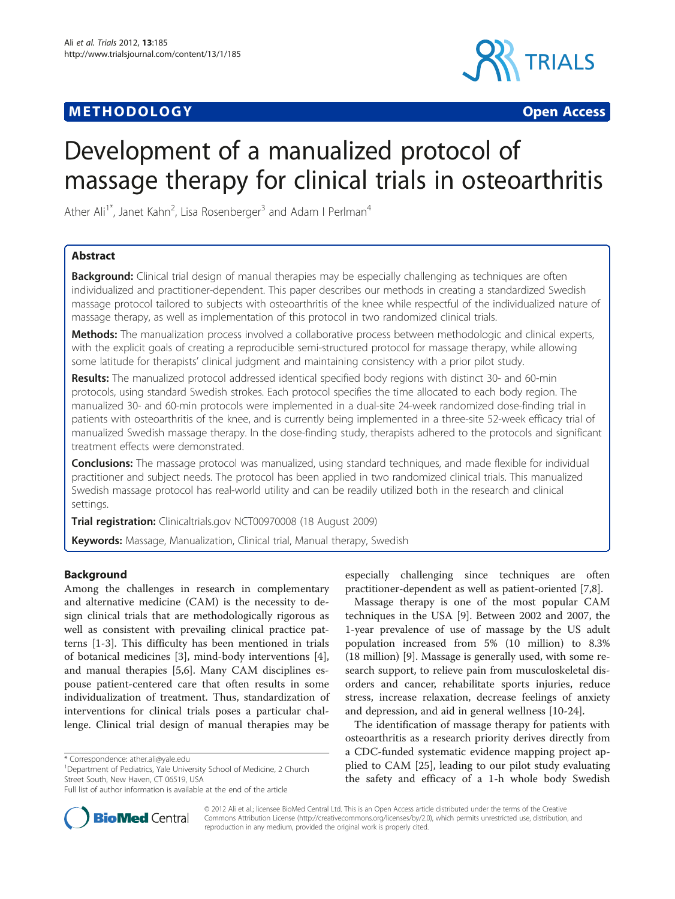METHODOLOGY Open Access

# Development of a manualized protocol of massage therapy for clinical trials in osteoarthritis

Ather Ali[1*], Janet Kahn[2], Lisa Rosenberger[3] and Adam I Perlman[4]

## Abstract

**Background:** Clinical trial design of manual therapies may be especially challenging as techniques are often individualized and practitioner-dependent. This paper describes our methods in creating a standardized Swedish massage protocol tailored to subjects with osteoarthritis of the knee while respectful of the individualized nature of massage therapy, as well as implementation of this protocol in two randomized clinical trials.

**Methods:** The manualization process involved a collaborative process between methodologic and clinical experts, with the explicit goals of creating a reproducible semi-structured protocol for massage therapy, while allowing some latitude for therapists' clinical judgment and maintaining consistency with a prior pilot study.

**Results:** The manualized protocol addressed identical specified body regions with distinct 30- and 60-min protocols, using standard Swedish strokes. Each protocol specifies the time allocated to each body region. The manualized 30- and 60-min protocols were implemented in a dual-site 24-week randomized dose-finding trial in patients with osteoarthritis of the knee, and is currently being implemented in a three-site 52-week efficacy trial of manualized Swedish massage therapy. In the dose-finding study, therapists adhered to the protocols and significant treatment effects were demonstrated.

**Conclusions:** The massage protocol was manualized, using standard techniques, and made flexible for individual practitioner and subject needs. The protocol has been applied in two randomized clinical trials. This manualized Swedish massage protocol has real-world utility and can be readily utilized both in the research and clinical settings.

**Trial registration:** Clinicaltrials.gov NCT00970008 (18 August 2009)

**Keywords:** Massage, Manualization, Clinical trial, Manual therapy, Swedish

## Background

Among the challenges in research in complementary and alternative medicine (CAM) is the necessity to design clinical trials that are methodologically rigorous as well as consistent with prevailing clinical practice patterns [1-3]. This difficulty has been mentioned in trials of botanical medicines [3], mind-body interventions [4], and manual therapies [5,6]. Many CAM disciplines espouse patient-centered care that often results in some individualization of treatment. Thus, standardization of interventions for clinical trials poses a particular challenge. Clinical trial design of manual therapies may be especially challenging since techniques are often practitioner-dependent as well as patient-oriented [7,8].

Massage therapy is one of the most popular CAM techniques in the USA [9]. Between 2002 and 2007, the 1-year prevalence of use of massage by the US adult population increased from 5% (10 million) to 8.3% (18 million) [9]. Massage is generally used, with some research support, to relieve pain from musculoskeletal disorders and cancer, rehabilitate sports injuries, reduce stress, increase relaxation, decrease feelings of anxiety and depression, and aid in general wellness [10-24].

The identification of massage therapy for patients with osteoarthritis as a research priority derives directly from a CDC-funded systematic evidence mapping project applied to CAM [25], leading to our pilot study evaluating the safety and efficacy of a 1-h whole body Swedish

* Correspondence: ather.ali@yale.edu
[1]Department of Pediatrics, Yale University School of Medicine, 2 Church Street South, New Haven, CT 06519, USA
Full list of author information is available at the end of the article

© 2012 Ali et al.; licensee BioMed Central Ltd. This is an Open Access article distributed under the terms of the Creative Commons Attribution License (http://creativecommons.org/licenses/by/2.0), which permits unrestricted use, distribution, and reproduction in any medium, provided the original work is properly cited.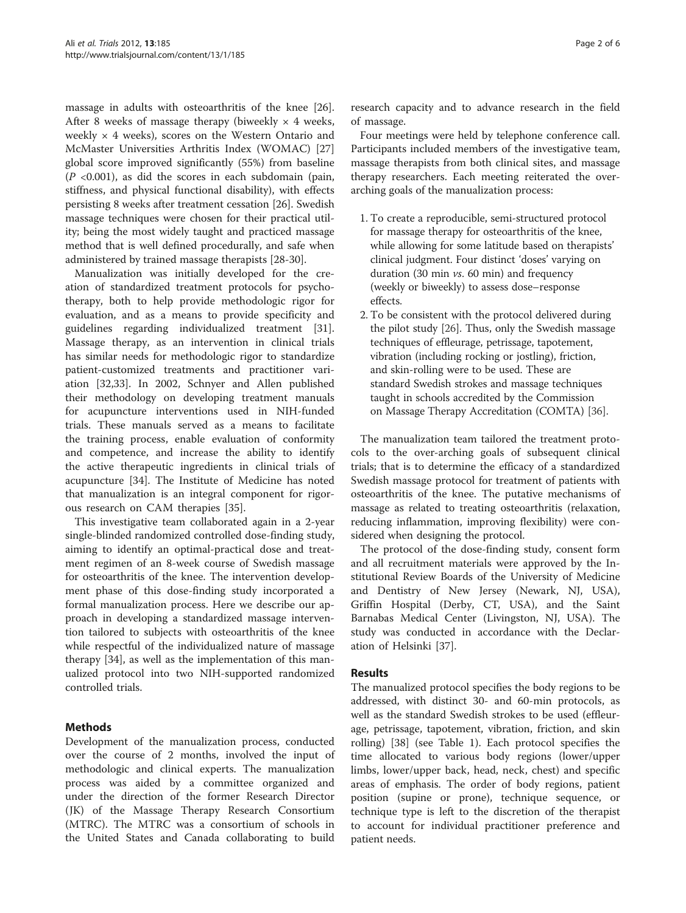massage in adults with osteoarthritis of the knee [26]. After 8 weeks of massage therapy (biweekly × 4 weeks, weekly × 4 weeks), scores on the Western Ontario and McMaster Universities Arthritis Index (WOMAC) [27] global score improved significantly (55%) from baseline ($P$ <0.001), as did the scores in each subdomain (pain, stiffness, and physical functional disability), with effects persisting 8 weeks after treatment cessation [26]. Swedish massage techniques were chosen for their practical utility; being the most widely taught and practiced massage method that is well defined procedurally, and safe when administered by trained massage therapists [28-30].

Manualization was initially developed for the creation of standardized treatment protocols for psychotherapy, both to help provide methodologic rigor for evaluation, and as a means to provide specificity and guidelines regarding individualized treatment [31]. Massage therapy, as an intervention in clinical trials has similar needs for methodologic rigor to standardize patient-customized treatments and practitioner variation [32,33]. In 2002, Schnyer and Allen published their methodology on developing treatment manuals for acupuncture interventions used in NIH-funded trials. These manuals served as a means to facilitate the training process, enable evaluation of conformity and competence, and increase the ability to identify the active therapeutic ingredients in clinical trials of acupuncture [34]. The Institute of Medicine has noted that manualization is an integral component for rigorous research on CAM therapies [35].

This investigative team collaborated again in a 2-year single-blinded randomized controlled dose-finding study, aiming to identify an optimal-practical dose and treatment regimen of an 8-week course of Swedish massage for osteoarthritis of the knee. The intervention development phase of this dose-finding study incorporated a formal manualization process. Here we describe our approach in developing a standardized massage intervention tailored to subjects with osteoarthritis of the knee while respectful of the individualized nature of massage therapy [34], as well as the implementation of this manualized protocol into two NIH-supported randomized controlled trials.

## Methods

Development of the manualization process, conducted over the course of 2 months, involved the input of methodologic and clinical experts. The manualization process was aided by a committee organized and under the direction of the former Research Director (JK) of the Massage Therapy Research Consortium (MTRC). The MTRC was a consortium of schools in the United States and Canada collaborating to build research capacity and to advance research in the field of massage.

Four meetings were held by telephone conference call. Participants included members of the investigative team, massage therapists from both clinical sites, and massage therapy researchers. Each meeting reiterated the over-arching goals of the manualization process:

1. To create a reproducible, semi-structured protocol for massage therapy for osteoarthritis of the knee, while allowing for some latitude based on therapists' clinical judgment. Four distinct 'doses' varying on duration (30 min *vs*. 60 min) and frequency (weekly or biweekly) to assess dose–response effects.
2. To be consistent with the protocol delivered during the pilot study [26]. Thus, only the Swedish massage techniques of effleurage, petrissage, tapotement, vibration (including rocking or jostling), friction, and skin-rolling were to be used. These are standard Swedish strokes and massage techniques taught in schools accredited by the Commission on Massage Therapy Accreditation (COMTA) [36].

The manualization team tailored the treatment protocols to the over-arching goals of subsequent clinical trials; that is to determine the efficacy of a standardized Swedish massage protocol for treatment of patients with osteoarthritis of the knee. The putative mechanisms of massage as related to treating osteoarthritis (relaxation, reducing inflammation, improving flexibility) were considered when designing the protocol.

The protocol of the dose-finding study, consent form and all recruitment materials were approved by the Institutional Review Boards of the University of Medicine and Dentistry of New Jersey (Newark, NJ, USA), Griffin Hospital (Derby, CT, USA), and the Saint Barnabas Medical Center (Livingston, NJ, USA). The study was conducted in accordance with the Declaration of Helsinki [37].

## Results

The manualized protocol specifies the body regions to be addressed, with distinct 30- and 60-min protocols, as well as the standard Swedish strokes to be used (effleurage, petrissage, tapotement, vibration, friction, and skin rolling) [38] (see Table 1). Each protocol specifies the time allocated to various body regions (lower/upper limbs, lower/upper back, head, neck, chest) and specific areas of emphasis. The order of body regions, patient position (supine or prone), technique sequence, or technique type is left to the discretion of the therapist to account for individual practitioner preference and patient needs.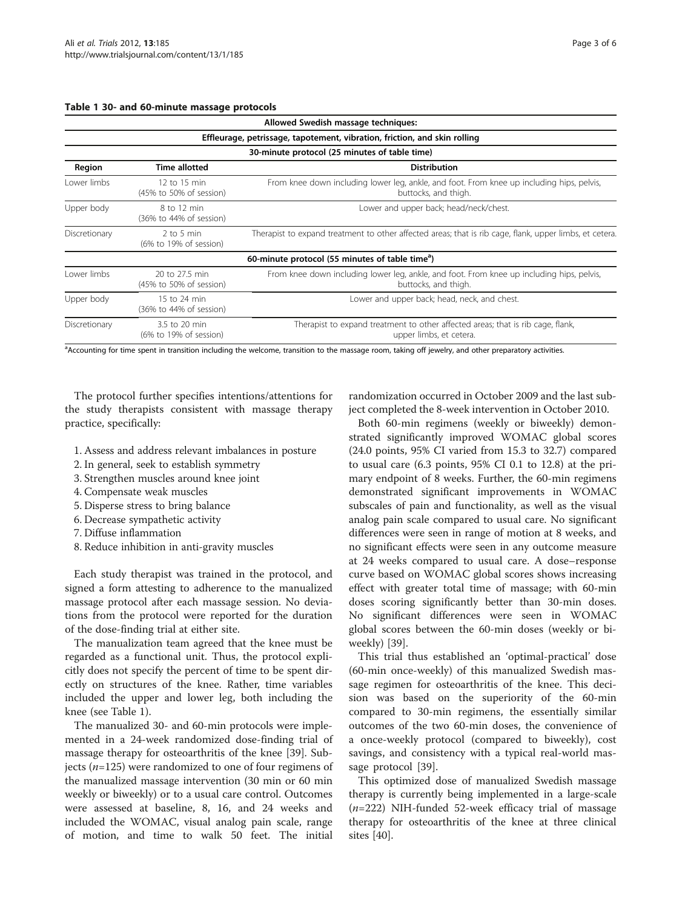**Table 1 30- and 60-minute massage protocols**

| Region | Time allotted | Distribution |
|---|---|---|
| **Allowed Swedish massage techniques:** | | |
| **Effleurage, petrissage, tapotement, vibration, friction, and skin rolling** | | |
| **30-minute protocol (25 minutes of table time)** | | |
| Lower limbs | 12 to 15 min (45% to 50% of session) | From knee down including lower leg, ankle, and foot. From knee up including hips, pelvis, buttocks, and thigh. |
| Upper body | 8 to 12 min (36% to 44% of session) | Lower and upper back; head/neck/chest. |
| Discretionary | 2 to 5 min (6% to 19% of session) | Therapist to expand treatment to other affected areas; that is rib cage, flank, upper limbs, et cetera. |
| **60-minute protocol (55 minutes of table time[a])** | | |
| Lower limbs | 20 to 27.5 min (45% to 50% of session) | From knee down including lower leg, ankle, and foot. From knee up including hips, pelvis, buttocks, and thigh. |
| Upper body | 15 to 24 min (36% to 44% of session) | Lower and upper back; head, neck, and chest. |
| Discretionary | 3.5 to 20 min (6% to 19% of session) | Therapist to expand treatment to other affected areas; that is rib cage, flank, upper limbs, et cetera. |

[a]Accounting for time spent in transition including the welcome, transition to the massage room, taking off jewelry, and other preparatory activities.

The protocol further specifies intentions/attentions for the study therapists consistent with massage therapy practice, specifically:

1. Assess and address relevant imbalances in posture
2. In general, seek to establish symmetry
3. Strengthen muscles around knee joint
4. Compensate weak muscles
5. Disperse stress to bring balance
6. Decrease sympathetic activity
7. Diffuse inflammation
8. Reduce inhibition in anti-gravity muscles

Each study therapist was trained in the protocol, and signed a form attesting to adherence to the manualized massage protocol after each massage session. No deviations from the protocol were reported for the duration of the dose-finding trial at either site.

The manualization team agreed that the knee must be regarded as a functional unit. Thus, the protocol explicitly does not specify the percent of time to be spent directly on structures of the knee. Rather, time variables included the upper and lower leg, both including the knee (see Table 1).

The manualized 30- and 60-min protocols were implemented in a 24-week randomized dose-finding trial of massage therapy for osteoarthritis of the knee [39]. Subjects ($n$=125) were randomized to one of four regimens of the manualized massage intervention (30 min or 60 min weekly or biweekly) or to a usual care control. Outcomes were assessed at baseline, 8, 16, and 24 weeks and included the WOMAC, visual analog pain scale, range of motion, and time to walk 50 feet. The initial randomization occurred in October 2009 and the last subject completed the 8-week intervention in October 2010.

Both 60-min regimens (weekly or biweekly) demonstrated significantly improved WOMAC global scores (24.0 points, 95% CI varied from 15.3 to 32.7) compared to usual care (6.3 points, 95% CI 0.1 to 12.8) at the primary endpoint of 8 weeks. Further, the 60-min regimens demonstrated significant improvements in WOMAC subscales of pain and functionality, as well as the visual analog pain scale compared to usual care. No significant differences were seen in range of motion at 8 weeks, and no significant effects were seen in any outcome measure at 24 weeks compared to usual care. A dose–response curve based on WOMAC global scores shows increasing effect with greater total time of massage; with 60-min doses scoring significantly better than 30-min doses. No significant differences were seen in WOMAC global scores between the 60-min doses (weekly or biweekly) [39].

This trial thus established an 'optimal-practical' dose (60-min once-weekly) of this manualized Swedish massage regimen for osteoarthritis of the knee. This decision was based on the superiority of the 60-min compared to 30-min regimens, the essentially similar outcomes of the two 60-min doses, the convenience of a once-weekly protocol (compared to biweekly), cost savings, and consistency with a typical real-world massage protocol [39].

This optimized dose of manualized Swedish massage therapy is currently being implemented in a large-scale ($n$=222) NIH-funded 52-week efficacy trial of massage therapy for osteoarthritis of the knee at three clinical sites [40].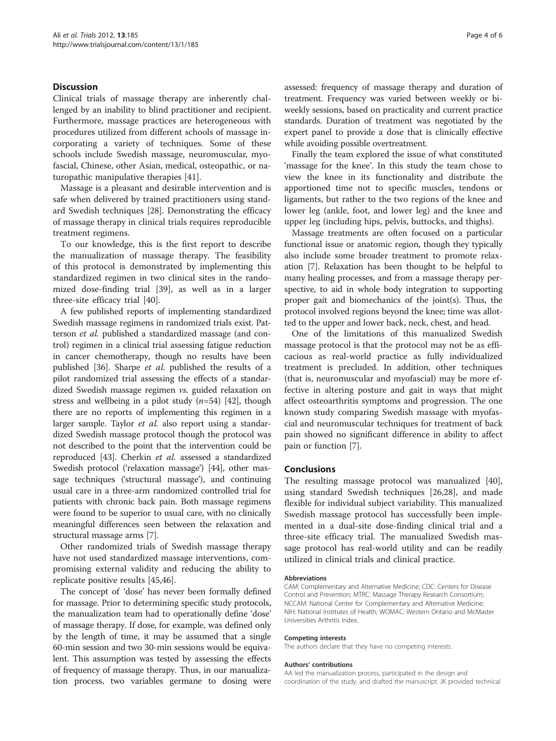## Discussion

Clinical trials of massage therapy are inherently challenged by an inability to blind practitioner and recipient. Furthermore, massage practices are heterogeneous with procedures utilized from different schools of massage incorporating a variety of techniques. Some of these schools include Swedish massage, neuromuscular, myofascial, Chinese, other Asian, medical, osteopathic, or naturopathic manipulative therapies [41].

Massage is a pleasant and desirable intervention and is safe when delivered by trained practitioners using standard Swedish techniques [28]. Demonstrating the efficacy of massage therapy in clinical trials requires reproducible treatment regimens.

To our knowledge, this is the first report to describe the manualization of massage therapy. The feasibility of this protocol is demonstrated by implementing this standardized regimen in two clinical sites in the randomized dose-finding trial [39], as well as in a larger three-site efficacy trial [40].

A few published reports of implementing standardized Swedish massage regimens in randomized trials exist. Patterson *et al.* published a standardized massage (and control) regimen in a clinical trial assessing fatigue reduction in cancer chemotherapy, though no results have been published [36]. Sharpe *et al.* published the results of a pilot randomized trial assessing the effects of a standardized Swedish massage regimen *vs.* guided relaxation on stress and wellbeing in a pilot study ($n$=54) [42], though there are no reports of implementing this regimen in a larger sample. Taylor *et al.* also report using a standardized Swedish massage protocol though the protocol was not described to the point that the intervention could be reproduced [43]. Cherkin *et al.* assessed a standardized Swedish protocol ('relaxation massage') [44], other massage techniques ('structural massage'), and continuing usual care in a three-arm randomized controlled trial for patients with chronic back pain. Both massage regimens were found to be superior to usual care, with no clinically meaningful differences seen between the relaxation and structural massage arms [7].

Other randomized trials of Swedish massage therapy have not used standardized massage interventions, compromising external validity and reducing the ability to replicate positive results [45,46].

The concept of 'dose' has never been formally defined for massage. Prior to determining specific study protocols, the manualization team had to operationally define 'dose' of massage therapy. If dose, for example, was defined only by the length of time, it may be assumed that a single 60-min session and two 30-min sessions would be equivalent. This assumption was tested by assessing the effects of frequency of massage therapy. Thus, in our manualization process, two variables germane to dosing were assessed: frequency of massage therapy and duration of treatment. Frequency was varied between weekly or biweekly sessions, based on practicality and current practice standards. Duration of treatment was negotiated by the expert panel to provide a dose that is clinically effective while avoiding possible overtreatment.

Finally the team explored the issue of what constituted 'massage for the knee'. In this study the team chose to view the knee in its functionality and distribute the apportioned time not to specific muscles, tendons or ligaments, but rather to the two regions of the knee and lower leg (ankle, foot, and lower leg) and the knee and upper leg (including hips, pelvis, buttocks, and thighs).

Massage treatments are often focused on a particular functional issue or anatomic region, though they typically also include some broader treatment to promote relaxation [7]. Relaxation has been thought to be helpful to many healing processes, and from a massage therapy perspective, to aid in whole body integration to supporting proper gait and biomechanics of the joint(s). Thus, the protocol involved regions beyond the knee; time was allotted to the upper and lower back, neck, chest, and head.

One of the limitations of this manualized Swedish massage protocol is that the protocol may not be as efficacious as real-world practice as fully individualized treatment is precluded. In addition, other techniques (that is, neuromuscular and myofascial) may be more effective in altering posture and gait in ways that might affect osteoarthritis symptoms and progression. The one known study comparing Swedish massage with myofascial and neuromuscular techniques for treatment of back pain showed no significant difference in ability to affect pain or function [7].

## Conclusions

The resulting massage protocol was manualized [40], using standard Swedish techniques [26,28], and made flexible for individual subject variability. This manualized Swedish massage protocol has successfully been implemented in a dual-site dose-finding clinical trial and a three-site efficacy trial. The manualized Swedish massage protocol has real-world utility and can be readily utilized in clinical trials and clinical practice.

#### Abbreviations

CAM: Complementary and Alternative Medicine; CDC: Centers for Disease Control and Prevention; MTRC: Massage Therapy Research Consortium; NCCAM: National Center for Complementary and Alternative Medicine; NIH: National Institutes of Health; WOMAC: Western Ontario and McMaster Universities Arthritis Index.

#### Competing interests

The authors declare that they have no competing interests.

#### Authors' contributions

AA led the manualization process, participated in the design and coordination of the study, and drafted the manuscript. JK provided technical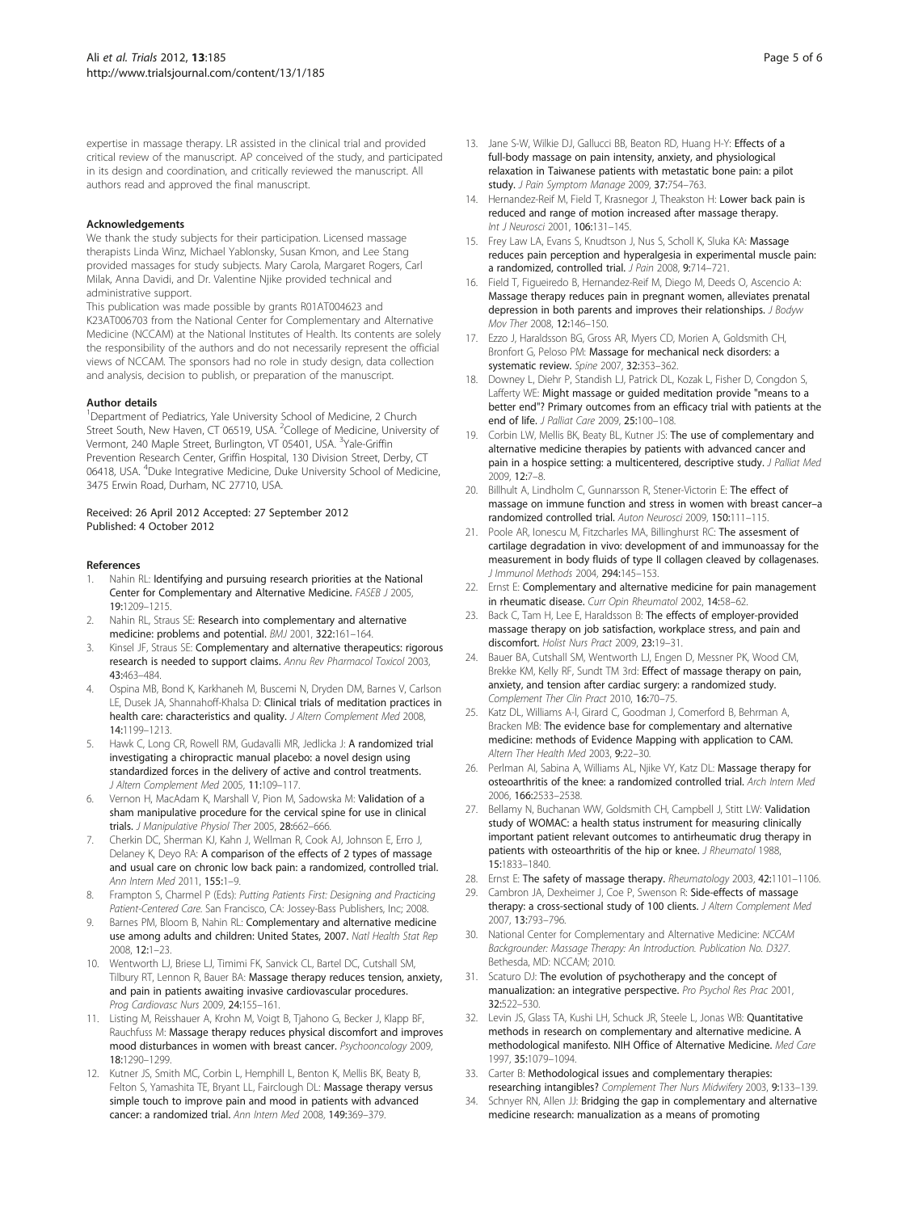expertise in massage therapy. LR assisted in the clinical trial and provided critical review of the manuscript. AP conceived of the study, and participated in its design and coordination, and critically reviewed the manuscript. All authors read and approved the final manuscript.

#### Acknowledgements

We thank the study subjects for their participation. Licensed massage therapists Linda Winz, Michael Yablonsky, Susan Kmon, and Lee Stang provided massages for study subjects. Mary Carola, Margaret Rogers, Carl Milak, Anna Davidi, and Dr. Valentine Njike provided technical and administrative support.

This publication was made possible by grants R01AT004623 and K23AT006703 from the National Center for Complementary and Alternative Medicine (NCCAM) at the National Institutes of Health. Its contents are solely the responsibility of the authors and do not necessarily represent the official views of NCCAM. The sponsors had no role in study design, data collection and analysis, decision to publish, or preparation of the manuscript.

#### Author details

[1]Department of Pediatrics, Yale University School of Medicine, 2 Church Street South, New Haven, CT 06519, USA. [2]College of Medicine, University of Vermont, 240 Maple Street, Burlington, VT 05401, USA. [3]Yale-Griffin Prevention Research Center, Griffin Hospital, 130 Division Street, Derby, CT 06418, USA. [4]Duke Integrative Medicine, Duke University School of Medicine, 3475 Erwin Road, Durham, NC 27710, USA.

Received: 26 April 2012 Accepted: 27 September 2012
Published: 4 October 2012

#### References

1. Nahin RL: **Identifying and pursuing research priorities at the National Center for Complementary and Alternative Medicine.** *FASEB J* 2005, **19**:1209–1215.
2. Nahin RL, Straus SE: **Research into complementary and alternative medicine: problems and potential.** *BMJ* 2001, **322**:161–164.
3. Kinsel JF, Straus SE: **Complementary and alternative therapeutics: rigorous research is needed to support claims.** *Annu Rev Pharmacol Toxicol* 2003, **43**:463–484.
4. Ospina MB, Bond K, Karkhaneh M, Buscemi N, Dryden DM, Barnes V, Carlson LE, Dusek JA, Shannahoff-Khalsa D: **Clinical trials of meditation practices in health care: characteristics and quality.** *J Altern Complement Med* 2008, **14**:1199–1213.
5. Hawk C, Long CR, Rowell RM, Gudavalli MR, Jedlicka J: **A randomized trial investigating a chiropractic manual placebo: a novel design using standardized forces in the delivery of active and control treatments.** *J Altern Complement Med* 2005, **11**:109–117.
6. Vernon H, MacAdam K, Marshall V, Pion M, Sadowska M: **Validation of a sham manipulative procedure for the cervical spine for use in clinical trials.** *J Manipulative Physiol Ther* 2005, **28**:662–666.
7. Cherkin DC, Sherman KJ, Kahn J, Wellman R, Cook AJ, Johnson E, Erro J, Delaney K, Deyo RA: **A comparison of the effects of 2 types of massage and usual care on chronic low back pain: a randomized, controlled trial.** *Ann Intern Med* 2011, **155**:1–9.
8. Frampton S, Charmel P (Eds): *Putting Patients First: Designing and Practicing Patient-Centered Care*. San Francisco, CA: Jossey-Bass Publishers, Inc; 2008.
9. Barnes PM, Bloom B, Nahin RL: **Complementary and alternative medicine use among adults and children: United States, 2007.** *Natl Health Stat Rep* 2008, **12**:1–23.
10. Wentworth LJ, Briese LJ, Timimi FK, Sanvick CL, Bartel DC, Cutshall SM, Tilbury RT, Lennon R, Bauer BA: **Massage therapy reduces tension, anxiety, and pain in patients awaiting invasive cardiovascular procedures.** *Prog Cardiovasc Nurs* 2009, **24**:155–161.
11. Listing M, Reisshauer A, Krohn M, Voigt B, Tjahono G, Becker J, Klapp BF, Rauchfuss M: **Massage therapy reduces physical discomfort and improves mood disturbances in women with breast cancer.** *Psychooncology* 2009, **18**:1290–1299.
12. Kutner JS, Smith MC, Corbin L, Hemphill L, Benton K, Mellis BK, Beaty B, Felton S, Yamashita TE, Bryant LL, Fairclough DL: **Massage therapy versus simple touch to improve pain and mood in patients with advanced cancer: a randomized trial.** *Ann Intern Med* 2008, **149**:369–379.
13. Jane S-W, Wilkie DJ, Gallucci BB, Beaton RD, Huang H-Y: **Effects of a full-body massage on pain intensity, anxiety, and physiological relaxation in Taiwanese patients with metastatic bone pain: a pilot study.** *J Pain Symptom Manage* 2009, **37**:754–763.
14. Hernandez-Reif M, Field T, Krasnegor J, Theakston H: **Lower back pain is reduced and range of motion increased after massage therapy.** *Int J Neurosci* 2001, **106**:131–145.
15. Frey Law LA, Evans S, Knudtson J, Nus S, Scholl K, Sluka KA: **Massage reduces pain perception and hyperalgesia in experimental muscle pain: a randomized, controlled trial.** *J Pain* 2008, **9**:714–721.
16. Field T, Figueiredo B, Hernandez-Reif M, Diego M, Deeds O, Ascencio A: **Massage therapy reduces pain in pregnant women, alleviates prenatal depression in both parents and improves their relationships.** *J Bodyw Mov Ther* 2008, **12**:146–150.
17. Ezzo J, Haraldsson BG, Gross AR, Myers CD, Morien A, Goldsmith CH, Bronfort G, Peloso PM: **Massage for mechanical neck disorders: a systematic review.** *Spine* 2007, **32**:353–362.
18. Downey L, Diehr P, Standish LJ, Patrick DL, Kozak L, Fisher D, Congdon S, Lafferty WE: **Might massage or guided meditation provide "means to a better end"? Primary outcomes from an efficacy trial with patients at the end of life.** *J Palliat Care* 2009, **25**:100–108.
19. Corbin LW, Mellis BK, Beaty BL, Kutner JS: **The use of complementary and alternative medicine therapies by patients with advanced cancer and pain in a hospice setting: a multicentered, descriptive study.** *J Palliat Med* 2009, **12**:7–8.
20. Billhult A, Lindholm C, Gunnarsson R, Stener-Victorin E: **The effect of massage on immune function and stress in women with breast cancer–a randomized controlled trial.** *Auton Neurosci* 2009, **150**:111–115.
21. Poole AR, Ionescu M, Fitzcharles MA, Billinghurst RC: **The assesment of cartilage degradation in vivo: development of and immunoassay for the measurement in body fluids of type II collagen cleaved by collagenases.** *J Immunol Methods* 2004, **294**:145–153.
22. Ernst E: **Complementary and alternative medicine for pain management in rheumatic disease.** *Curr Opin Rheumatol* 2002, **14**:58–62.
23. Back C, Tam H, Lee E, Haraldsson B: **The effects of employer-provided massage therapy on job satisfaction, workplace stress, and pain and discomfort.** *Holist Nurs Pract* 2009, **23**:19–31.
24. Bauer BA, Cutshall SM, Wentworth LJ, Engen D, Messner PK, Wood CM, Brekke KM, Kelly RF, Sundt TM 3rd: **Effect of massage therapy on pain, anxiety, and tension after cardiac surgery: a randomized study.** *Complement Ther Clin Pract* 2010, **16**:70–75.
25. Katz DL, Williams A-l, Girard C, Goodman J, Comerford B, Behrman A, Bracken MB: **The evidence base for complementary and alternative medicine: methods of Evidence Mapping with application to CAM.** *Altern Ther Health Med* 2003, **9**:22–30.
26. Perlman AI, Sabina A, Williams AL, Njike VY, Katz DL: **Massage therapy for osteoarthritis of the knee: a randomized controlled trial.** *Arch Intern Med* 2006, **166**:2533–2538.
27. Bellamy N, Buchanan WW, Goldsmith CH, Campbell J, Stitt LW: **Validation study of WOMAC: a health status instrument for measuring clinically important patient relevant outcomes to antirheumatic drug therapy in patients with osteoarthritis of the hip or knee.** *J Rheumatol* 1988, **15**:1833–1840.
28. Ernst E: **The safety of massage therapy.** *Rheumatology* 2003, **42**:1101–1106.
29. Cambron JA, Dexheimer J, Coe P, Swenson R: **Side-effects of massage therapy: a cross-sectional study of 100 clients.** *J Altern Complement Med* 2007, **13**:793–796.
30. National Center for Complementary and Alternative Medicine: *NCCAM Backgrounder: Massage Therapy: An Introduction. Publication No. D327*. Bethesda, MD: NCCAM; 2010.
31. Scaturo DJ: **The evolution of psychotherapy and the concept of manualization: an integrative perspective.** *Pro Psychol Res Prac* 2001, **32**:522–530.
32. Levin JS, Glass TA, Kushi LH, Schuck JR, Steele L, Jonas WB: **Quantitative methods in research on complementary and alternative medicine. A methodological manifesto. NIH Office of Alternative Medicine.** *Med Care* 1997, **35**:1079–1094.
33. Carter B: **Methodological issues and complementary therapies: researching intangibles?** *Complement Ther Nurs Midwifery* 2003, **9**:133–139.
34. Schnyer RN, Allen JJ: **Bridging the gap in complementary and alternative medicine research: manualization as a means of promoting**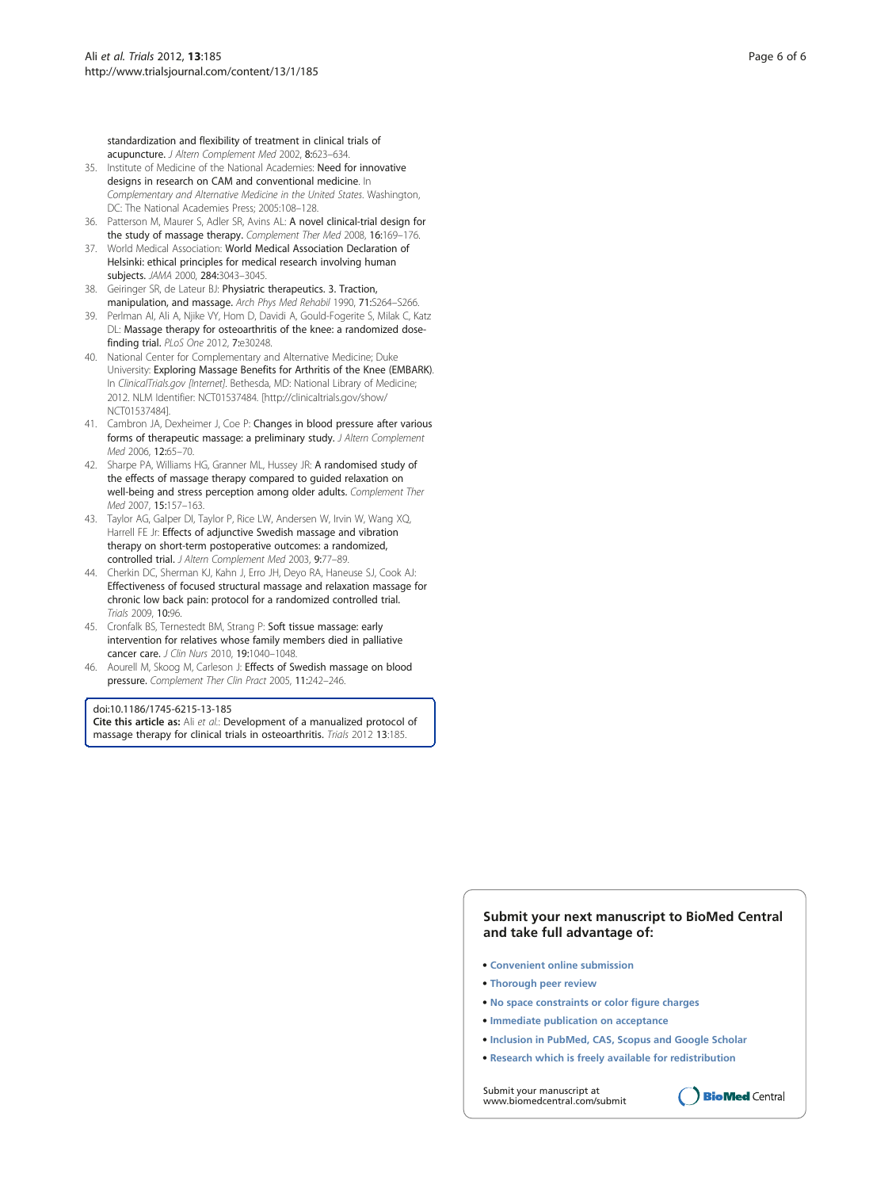standardization and flexibility of treatment in clinical trials of acupuncture. *J Altern Complement Med* 2002, **8**:623–634.

35. Institute of Medicine of the National Academies: **Need for innovative designs in research on CAM and conventional medicine**. In *Complementary and Alternative Medicine in the United States*. Washington, DC: The National Academies Press; 2005:108–128.
36. Patterson M, Maurer S, Adler SR, Avins AL: **A novel clinical-trial design for the study of massage therapy.** *Complement Ther Med* 2008, **16**:169–176.
37. World Medical Association: **World Medical Association Declaration of Helsinki: ethical principles for medical research involving human subjects.** *JAMA* 2000, **284**:3043–3045.
38. Geiringer SR, de Lateur BJ: **Physiatric therapeutics. 3. Traction, manipulation, and massage.** *Arch Phys Med Rehabil* 1990, **71**:S264–S266.
39. Perlman AI, Ali A, Njike VY, Hom D, Davidi A, Gould-Fogerite S, Milak C, Katz DL: **Massage therapy for osteoarthritis of the knee: a randomized dose-finding trial.** *PLoS One* 2012, **7**:e30248.
40. National Center for Complementary and Alternative Medicine; Duke University: **Exploring Massage Benefits for Arthritis of the Knee (EMBARK)**. In *ClinicalTrials.gov [Internet]*. Bethesda, MD: National Library of Medicine; 2012. NLM Identifier: NCT01537484. [http://clinicaltrials.gov/show/NCT01537484].
41. Cambron JA, Dexheimer J, Coe P: **Changes in blood pressure after various forms of therapeutic massage: a preliminary study.** *J Altern Complement Med* 2006, **12**:65–70.
42. Sharpe PA, Williams HG, Granner ML, Hussey JR: **A randomised study of the effects of massage therapy compared to guided relaxation on well-being and stress perception among older adults.** *Complement Ther Med* 2007, **15**:157–163.
43. Taylor AG, Galper DI, Taylor P, Rice LW, Andersen W, Irvin W, Wang XQ, Harrell FE Jr: **Effects of adjunctive Swedish massage and vibration therapy on short-term postoperative outcomes: a randomized, controlled trial.** *J Altern Complement Med* 2003, **9**:77–89.
44. Cherkin DC, Sherman KJ, Kahn J, Erro JH, Deyo RA, Haneuse SJ, Cook AJ: **Effectiveness of focused structural massage and relaxation massage for chronic low back pain: protocol for a randomized controlled trial.** *Trials* 2009, **10**:96.
45. Cronfalk BS, Ternestedt BM, Strang P: **Soft tissue massage: early intervention for relatives whose family members died in palliative cancer care.** *J Clin Nurs* 2010, **19**:1040–1048.
46. Aourell M, Skoog M, Carleson J: **Effects of Swedish massage on blood pressure.** *Complement Ther Clin Pract* 2005, **11**:242–246.

doi:10.1186/1745-6215-13-185
**Cite this article as:** Ali *et al.*: Development of a manualized protocol of massage therapy for clinical trials in osteoarthritis. *Trials* 2012 **13**:185.

**Submit your next manuscript to BioMed Central and take full advantage of:**

- **Convenient online submission**
- **Thorough peer review**
- **No space constraints or color figure charges**
- **Immediate publication on acceptance**
- **Inclusion in PubMed, CAS, Scopus and Google Scholar**
- **Research which is freely available for redistribution**

Submit your manuscript at
www.biomedcentral.com/submit

BioMed Central